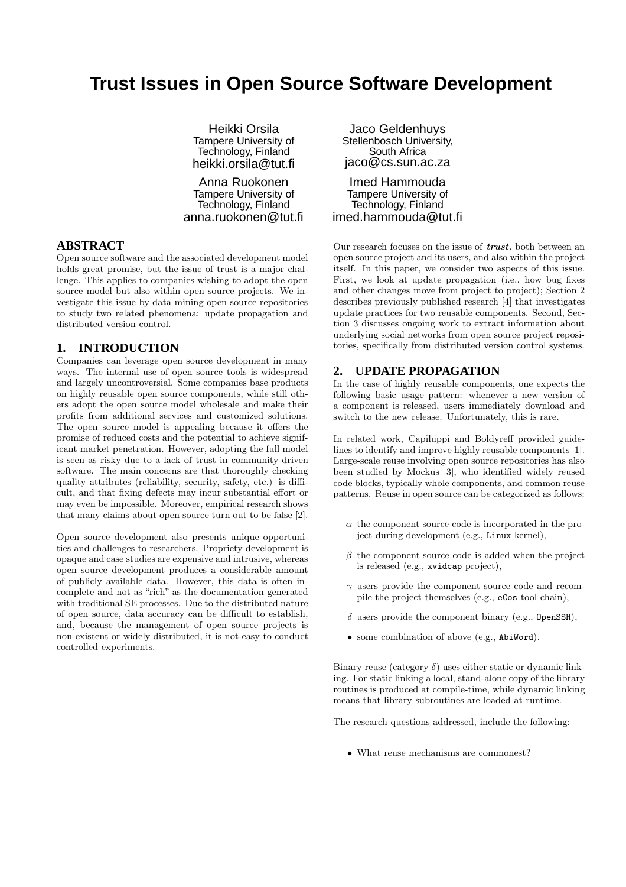# Trust Issues in Open Source Software Development

Heikki Orsila
Tampere University of Technology, Finland
heikki.orsila@tut.fi

Jaco Geldenhuys
Stellenbosch University, South Africa
jaco@cs.sun.ac.za

Anna Ruokonen
Tampere University of Technology, Finland
anna.ruokonen@tut.fi

Imed Hammouda
Tampere University of Technology, Finland
imed.hammouda@tut.fi

## ABSTRACT

Open source software and the associated development model holds great promise, but the issue of trust is a major challenge. This applies to companies wishing to adopt the open source model but also within open source projects. We investigate this issue by data mining open source repositories to study two related phenomena: update propagation and distributed version control.

## 1. INTRODUCTION

Companies can leverage open source development in many ways. The internal use of open source tools is widespread and largely uncontroversial. Some companies base products on highly reusable open source components, while still others adopt the open source model wholesale and make their profits from additional services and customized solutions. The open source model is appealing because it offers the promise of reduced costs and the potential to achieve significant market penetration. However, adopting the full model is seen as risky due to a lack of trust in community-driven software. The main concerns are that thoroughly checking quality attributes (reliability, security, safety, etc.) is difficult, and that fixing defects may incur substantial effort or may even be impossible. Moreover, empirical research shows that many claims about open source turn out to be false [2].

Open source development also presents unique opportunities and challenges to researchers. Propriety development is opaque and case studies are expensive and intrusive, whereas open source development produces a considerable amount of publicly available data. However, this data is often incomplete and not as "rich" as the documentation generated with traditional SE processes. Due to the distributed nature of open source, data accuracy can be difficult to establish, and, because the management of open source projects is non-existent or widely distributed, it is not easy to conduct controlled experiments.

Our research focuses on the issue of ***trust***, both between an open source project and its users, and also within the project itself. In this paper, we consider two aspects of this issue. First, we look at update propagation (i.e., how bug fixes and other changes move from project to project); Section 2 describes previously published research [4] that investigates update practices for two reusable components. Second, Section 3 discusses ongoing work to extract information about underlying social networks from open source project repositories, specifically from distributed version control systems.

## 2. UPDATE PROPAGATION

In the case of highly reusable components, one expects the following basic usage pattern: whenever a new version of a component is released, users immediately download and switch to the new release. Unfortunately, this is rare.

In related work, Capiluppi and Boldyreff provided guidelines to identify and improve highly reusable components [1]. Large-scale reuse involving open source repositories has also been studied by Mockus [3], who identified widely reused code blocks, typically whole components, and common reuse patterns. Reuse in open source can be categorized as follows:

- $\alpha$ the component source code is incorporated in the project during development (e.g., `Linux` kernel),
- $\beta$ the component source code is added when the project is released (e.g., `xvidcap` project),
- $\gamma$ users provide the component source code and recompile the project themselves (e.g., `eCos` tool chain),
- $\delta$ users provide the component binary (e.g., `OpenSSH`),
- some combination of above (e.g., `AbiWord`).

Binary reuse (category $\delta$) uses either static or dynamic linking. For static linking a local, stand-alone copy of the library routines is produced at compile-time, while dynamic linking means that library subroutines are loaded at runtime.

The research questions addressed, include the following:

- What reuse mechanisms are commonest?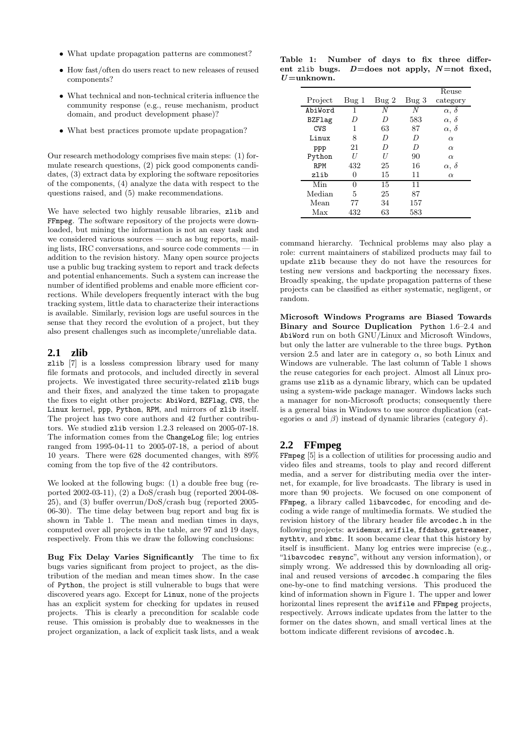- What update propagation patterns are commonest?
- How fast/often do users react to new releases of reused components?
- What technical and non-technical criteria influence the community response (e.g., reuse mechanism, product domain, and product development phase)?
- What best practices promote update propagation?

Our research methodology comprises five main steps: (1) formulate research questions, (2) pick good components candidates, (3) extract data by exploring the software repositories of the components, (4) analyze the data with respect to the questions raised, and (5) make recommendations.

We have selected two highly reusable libraries, zlib and FFmpeg. The software repository of the projects were downloaded, but mining the information is not an easy task and we considered various sources — such as bug reports, mailing lists, IRC conversations, and source code comments — in addition to the revision history. Many open source projects use a public bug tracking system to report and track defects and potential enhancements. Such a system can increase the number of identified problems and enable more efficient corrections. While developers frequently interact with the bug tracking system, little data to characterize their interactions is available. Similarly, revision logs are useful sources in the sense that they record the evolution of a project, but they also present challenges such as incomplete/unreliable data.

## 2.1 zlib

zlib [7] is a lossless compression library used for many file formats and protocols, and included directly in several projects. We investigated three security-related zlib bugs and their fixes, and analyzed the time taken to propagate the fixes to eight other projects: AbiWord, BZFlag, CVS, the Linux kernel, ppp, Python, RPM, and mirrors of zlib itself. The project has two core authors and 42 further contributors. We studied zlib version 1.2.3 released on 2005-07-18. The information comes from the ChangeLog file; log entries ranged from 1995-04-11 to 2005-07-18, a period of about 10 years. There were 628 documented changes, with 89% coming from the top five of the 42 contributors.

We looked at the following bugs: (1) a double free bug (reported 2002-03-11), (2) a DoS/crash bug (reported 2004-08-25), and (3) buffer overrun/DoS/crash bug (reported 2005-06-30). The time delay between bug report and bug fix is shown in Table 1. The mean and median times in days, computed over all projects in the table, are 97 and 19 days, respectively. From this we draw the following conclusions:

**Table 1: Number of days to fix three different zlib bugs. *D*=does not apply, *N*=not fixed, *U*=unknown.**

| Project | Bug 1 | Bug 2 | Bug 3 | Reuse category |
|---|---|---|---|---|
| AbiWord | 1 | *N* | *N* | $\alpha$, $\delta$ |
| BZFlag | *D* | *D* | 583 | $\alpha$, $\delta$ |
| CVS | 1 | 63 | 87 | $\alpha$, $\delta$ |
| Linux | 8 | *D* | *D* | $\alpha$ |
| ppp | 21 | *D* | *D* | $\alpha$ |
| Python | *U* | *U* | 90 | $\alpha$ |
| RPM | 432 | 25 | 16 | $\alpha$, $\delta$ |
| zlib | 0 | 15 | 11 | $\alpha$ |
| Min | 0 | 15 | 11 | |
| Median | 5 | 25 | 87 | |
| Mean | 77 | 34 | 157 | |
| Max | 432 | 63 | 583 | |

**Bug Fix Delay Varies Significantly** The time to fix bugs varies significant from project to project, as the distribution of the median and mean times show. In the case of Python, the project is still vulnerable to bugs that were discovered years ago. Except for Linux, none of the projects has an explicit system for checking for updates in reused projects. This is clearly a precondition for scalable code reuse. This omission is probably due to weaknesses in the project organization, a lack of explicit task lists, and a weak command hierarchy. Technical problems may also play a role: current maintainers of stabilized products may fail to update zlib because they do not have the resources for testing new versions and backporting the necessary fixes. Broadly speaking, the update propagation patterns of these projects can be classified as either systematic, negligent, or random.

**Microsoft Windows Programs are Biased Towards Binary and Source Duplication** Python 1.6–2.4 and AbiWord run on both GNU/Linux and Microsoft Windows, but only the latter are vulnerable to the three bugs. Python version 2.5 and later are in category $\alpha$, so both Linux and Windows are vulnerable. The last column of Table 1 shows the reuse categories for each project. Almost all Linux programs use zlib as a dynamic library, which can be updated using a system-wide package manager. Windows lacks such a manager for non-Microsoft products; consequently there is a general bias in Windows to use source duplication (categories $\alpha$ and $\beta$) instead of dynamic libraries (category $\delta$).

## 2.2 FFmpeg

FFmpeg [5] is a collection of utilities for processing audio and video files and streams, tools to play and record different media, and a server for distributing media over the internet, for example, for live broadcasts. The library is used in more than 90 projects. We focused on one component of FFmpeg, a library called libavcodec, for encoding and decoding a wide range of multimedia formats. We studied the revision history of the library header file avcodec.h in the following projects: avidemux, avifile, ffdshow, gstreamer, mythtv, and xbmc. It soon became clear that this history by itself is insufficient. Many log entries were imprecise (e.g., "libavcodec resync", without any version information), or simply wrong. We addressed this by downloading all original and reused versions of avcodec.h comparing the files one-by-one to find matching versions. This produced the kind of information shown in Figure 1. The upper and lower horizontal lines represent the avifile and FFmpeg projects, respectively. Arrows indicate updates from the latter to the former on the dates shown, and small vertical lines at the bottom indicate different revisions of avcodec.h.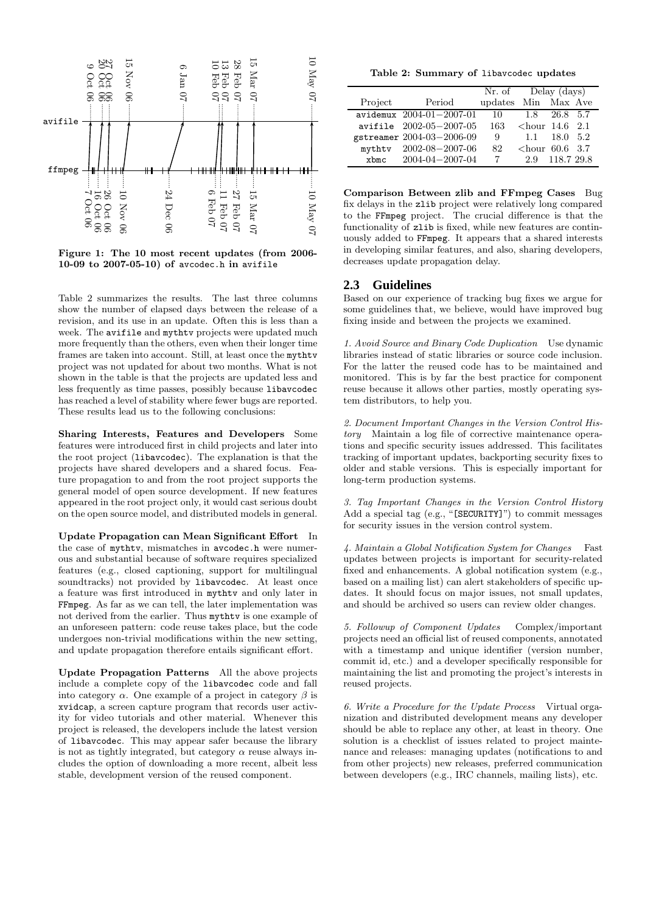Figure 1: The 10 most recent updates (from 2006-10-09 to 2007-05-10) of avcodec.h in avifile

Table 2 summarizes the results. The last three columns show the number of elapsed days between the release of a revision, and its use in an update. Often this is less than a week. The avifile and mythtv projects were updated much more frequently than the others, even when their longer time frames are taken into account. Still, at least once the mythtv project was not updated for about two months. What is not shown in the table is that the projects are updated less and less frequently as time passes, possibly because libavcodec has reached a level of stability where fewer bugs are reported. These results lead us to the following conclusions:

**Sharing Interests, Features and Developers** Some features were introduced first in child projects and later into the root project (libavcodec). The explanation is that the projects have shared developers and a shared focus. Feature propagation to and from the root project supports the general model of open source development. If new features appeared in the root project only, it would cast serious doubt on the open source model, and distributed models in general.

**Update Propagation can Mean Significant Effort** In the case of mythtv, mismatches in avcodec.h were numerous and substantial because of software requires specialized features (e.g., closed captioning, support for multilingual soundtracks) not provided by libavcodec. At least once a feature was first introduced in mythtv and only later in FFmpeg. As far as we can tell, the later implementation was not derived from the earlier. Thus mythtv is one example of an unforeseen pattern: code reuse takes place, but the code undergoes non-trivial modifications within the new setting, and update propagation therefore entails significant effort.

**Update Propagation Patterns** All the above projects include a complete copy of the libavcodec code and fall into category $\alpha$. One example of a project in category $\beta$ is xvidcap, a screen capture program that records user activity for video tutorials and other material. Whenever this project is released, the developers include the latest version of libavcodec. This may appear safer because the library is not as tightly integrated, but category $\alpha$ reuse always includes the option of downloading a more recent, albeit less stable, development version of the reused component.

**Table 2: Summary of libavcodec updates**

| Project | Period | Nr. of updates | Delay (days) Min | Max | Ave |
|---|---|---|---|---|---|
| avidemux | 2004-01−2007-01 | 10 | 1.8 | 26.8 | 5.7 |
| avifile | 2002-05−2007-05 | 163 | <hour | 14.6 | 2.1 |
| gstreamer | 2004-03−2006-09 | 9 | 1.1 | 18.0 | 5.2 |
| mythtv | 2002-08−2007-06 | 82 | <hour | 60.6 | 3.7 |
| xbmc | 2004-04−2007-04 | 7 | 2.9 | 118.7 | 29.8 |

**Comparison Between zlib and FFmpeg Cases** Bug fix delays in the zlib project were relatively long compared to the FFmpeg project. The crucial difference is that the functionality of zlib is fixed, while new features are continuously added to FFmpeg. It appears that a shared interests in developing similar features, and also, sharing developers, decreases update propagation delay.

## 2.3 Guidelines

Based on our experience of tracking bug fixes we argue for some guidelines that, we believe, would have improved bug fixing inside and between the projects we examined.

*1. Avoid Source and Binary Code Duplication* Use dynamic libraries instead of static libraries or source code inclusion. For the latter the reused code has to be maintained and monitored. This is by far the best practice for component reuse because it allows other parties, mostly operating system distributors, to help you.

*2. Document Important Changes in the Version Control History* Maintain a log file of corrective maintenance operations and specific security issues addressed. This facilitates tracking of important updates, backporting security fixes to older and stable versions. This is especially important for long-term production systems.

*3. Tag Important Changes in the Version Control History* Add a special tag (e.g., "[SECURITY]") to commit messages for security issues in the version control system.

*4. Maintain a Global Notification System for Changes* Fast updates between projects is important for security-related fixed and enhancements. A global notification system (e.g., based on a mailing list) can alert stakeholders of specific updates. It should focus on major issues, not small updates, and should be archived so users can review older changes.

*5. Followup of Component Updates* Complex/important projects need an official list of reused components, annotated with a timestamp and unique identifier (version number, commit id, etc.) and a developer specifically responsible for maintaining the list and promoting the project's interests in reused projects.

*6. Write a Procedure for the Update Process* Virtual organization and distributed development means any developer should be able to replace any other, at least in theory. One solution is a checklist of issues related to project maintenance and releases: managing updates (notifications to and from other projects) new releases, preferred communication between developers (e.g., IRC channels, mailing lists), etc.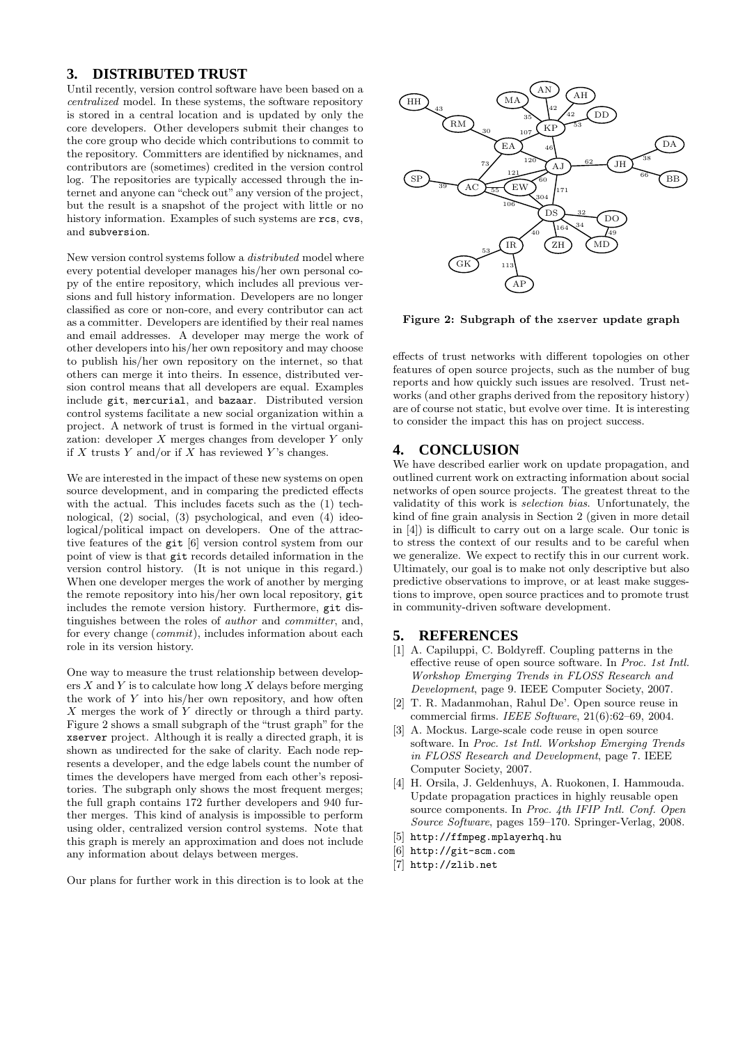## 3. DISTRIBUTED TRUST

Until recently, version control software have been based on a *centralized* model. In these systems, the software repository is stored in a central location and is updated by only the core developers. Other developers submit their changes to the core group who decide which contributions to commit to the repository. Committers are identified by nicknames, and contributors are (sometimes) credited in the version control log. The repositories are typically accessed through the internet and anyone can "check out" any version of the project, but the result is a snapshot of the project with little or no history information. Examples of such systems are `rcs`, `cvs`, and `subversion`.

New version control systems follow a *distributed* model where every potential developer manages his/her own personal copy of the entire repository, which includes all previous versions and full history information. Developers are no longer classified as core or non-core, and every contributor can act as a committer. Developers are identified by their real names and email addresses. A developer may merge the work of other developers into his/her own repository and may choose to publish his/her own repository on the internet, so that others can merge it into theirs. In essence, distributed version control means that all developers are equal. Examples include `git`, `mercurial`, and `bazaar`. Distributed version control systems facilitate a new social organization within a project. A network of trust is formed in the virtual organization: developer $X$ merges changes from developer $Y$ only if $X$ trusts $Y$ and/or if $X$ has reviewed $Y$'s changes.

We are interested in the impact of these new systems on open source development, and in comparing the predicted effects with the actual. This includes facets such as the (1) technological, (2) social, (3) psychological, and even (4) ideological/political impact on developers. One of the attractive features of the `git` [6] version control system from our point of view is that `git` records detailed information in the version control history. (It is not unique in this regard.) When one developer merges the work of another by merging the remote repository into his/her own local repository, `git` includes the remote version history. Furthermore, `git` distinguishes between the roles of *author* and *committer*, and, for every change (*commit*), includes information about each role in its version history.

One way to measure the trust relationship between developers $X$ and $Y$ is to calculate how long $X$ delays before merging the work of $Y$ into his/her own repository, and how often $X$ merges the work of $Y$ directly or through a third party. Figure 2 shows a small subgraph of the "trust graph" for the `xserver` project. Although it is really a directed graph, it is shown as undirected for the sake of clarity. Each node represents a developer, and the edge labels count the number of times the developers have merged from each other's repositories. The subgraph only shows the most frequent merges; the full graph contains 172 further developers and 940 further merges. This kind of analysis is impossible to perform using older, centralized version control systems. Note that this graph is merely an approximation and does not include any information about delays between merges.

Our plans for further work in this direction is to look at the effects of trust networks with different topologies on other features of open source projects, such as the number of bug reports and how quickly such issues are resolved. Trust networks (and other graphs derived from the repository history) are of course not static, but evolve over time. It is interesting to consider the impact this has on project success.

HH RM MA AN AH DD KP EA DA AJ JH BB SP AC EW DS DO ZH MD IR GK AP
43 30 35 42 42 53 107 46 120 62 38 66 73 121 60 39 55 171 304 106 32 34 164 49 40 53 113

**Figure 2: Subgraph of the `xserver` update graph**

## 4. CONCLUSION

We have described earlier work on update propagation, and outlined current work on extracting information about social networks of open source projects. The greatest threat to the validatity of this work is *selection bias*. Unfortunately, the kind of fine grain analysis in Section 2 (given in more detail in [4]) is difficult to carry out on a large scale. Our tonic is to stress the context of our results and to be careful when we generalize. We expect to rectify this in our current work. Ultimately, our goal is to make not only descriptive but also predictive observations to improve, or at least make suggestions to improve, open source practices and to promote trust in community-driven software development.

## 5. REFERENCES

[1] A. Capiluppi, C. Boldyreff. Coupling patterns in the effective reuse of open source software. In *Proc. 1st Intl. Workshop Emerging Trends in FLOSS Research and Development*, page 9. IEEE Computer Society, 2007.

[2] T. R. Madanmohan, Rahul De'. Open source reuse in commercial firms. *IEEE Software*, 21(6):62–69, 2004.

[3] A. Mockus. Large-scale code reuse in open source software. In *Proc. 1st Intl. Workshop Emerging Trends in FLOSS Research and Development*, page 7. IEEE Computer Society, 2007.

[4] H. Orsila, J. Geldenhuys, A. Ruokonen, I. Hammouda. Update propagation practices in highly reusable open source components. In *Proc. 4th IFIP Intl. Conf. Open Source Software*, pages 159–170. Springer-Verlag, 2008.

[5] `http://ffmpeg.mplayerhq.hu`

[6] `http://git-scm.com`

[7] `http://zlib.net`